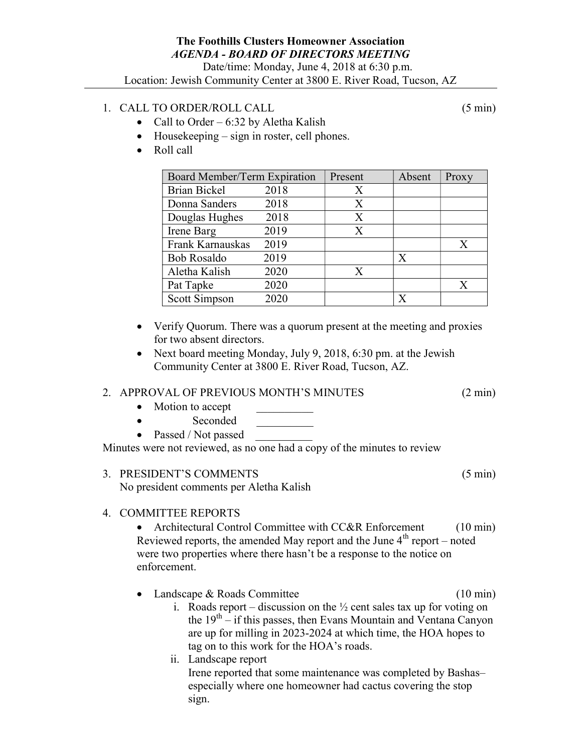**The Foothills Clusters Homeowner Association**

***AGENDA - BOARD OF DIRECTORS MEETING***

Date/time: Monday, June 4, 2018 at 6:30 p.m.

Location: Jewish Community Center at 3800 E. River Road, Tucson, AZ

1. CALL TO ORDER/ROLL CALL (5 min)
   - Call to Order – 6:32 by Aletha Kalish
   - Housekeeping – sign in roster, cell phones.
   - Roll call

| Board Member/Term Expiration | Present | Absent | Proxy |
|---|---|---|---|
| Brian Bickel 2018 | X | | |
| Donna Sanders 2018 | X | | |
| Douglas Hughes 2018 | X | | |
| Irene Barg 2019 | X | | |
| Frank Karnauskas 2019 | | | X |
| Bob Rosaldo 2019 | | X | |
| Aletha Kalish 2020 | X | | |
| Pat Tapke 2020 | | | X |
| Scott Simpson 2020 | | X | |

   - Verify Quorum. There was a quorum present at the meeting and proxies for two absent directors.
   - Next board meeting Monday, July 9, 2018, 6:30 pm. at the Jewish Community Center at 3800 E. River Road, Tucson, AZ.

2. APPROVAL OF PREVIOUS MONTH'S MINUTES (2 min)
   - Motion to accept __________
   - Seconded __________
   - Passed / Not passed __________

Minutes were not reviewed, as no one had a copy of the minutes to review

3. PRESIDENT'S COMMENTS (5 min)

   No president comments per Aletha Kalish

4. COMMITTEE REPORTS
   - Architectural Control Committee with CC&R Enforcement (10 min)

   Reviewed reports, the amended May report and the June 4th report – noted were two properties where there hasn't be a response to the notice on enforcement.

   - Landscape & Roads Committee (10 min)
     1. Roads report – discussion on the ½ cent sales tax up for voting on the 19th – if this passes, then Evans Mountain and Ventana Canyon are up for milling in 2023-2024 at which time, the HOA hopes to tag on to this work for the HOA's roads.
     2. Landscape report

        Irene reported that some maintenance was completed by Bashas– especially where one homeowner had cactus covering the stop sign.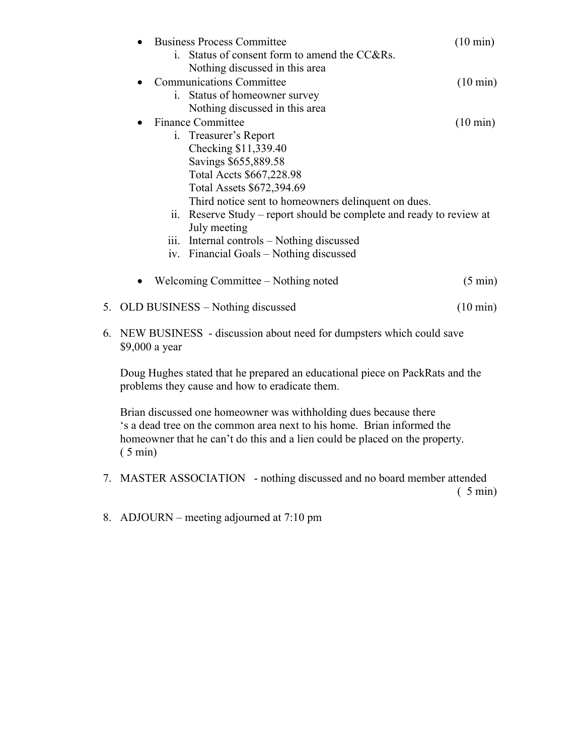- Business Process Committee (10 min)
  i. Status of consent form to amend the CC&Rs.
     Nothing discussed in this area
- Communications Committee (10 min)
  i. Status of homeowner survey
     Nothing discussed in this area
- Finance Committee (10 min)
  i. Treasurer's Report
     Checking $11,339.40
     Savings $655,889.58
     Total Accts $667,228.98
     Total Assets $672,394.69
     Third notice sent to homeowners delinquent on dues.
  ii. Reserve Study – report should be complete and ready to review at July meeting
  iii. Internal controls – Nothing discussed
  iv. Financial Goals – Nothing discussed

- Welcoming Committee – Nothing noted (5 min)

5. OLD BUSINESS – Nothing discussed (10 min)

6. NEW BUSINESS - discussion about need for dumpsters which could save $9,000 a year

   Doug Hughes stated that he prepared an educational piece on PackRats and the problems they cause and how to eradicate them.

   Brian discussed one homeowner was withholding dues because there 's a dead tree on the common area next to his home. Brian informed the homeowner that he can't do this and a lien could be placed on the property. ( 5 min)

7. MASTER ASSOCIATION - nothing discussed and no board member attended ( 5 min)

8. ADJOURN – meeting adjourned at 7:10 pm